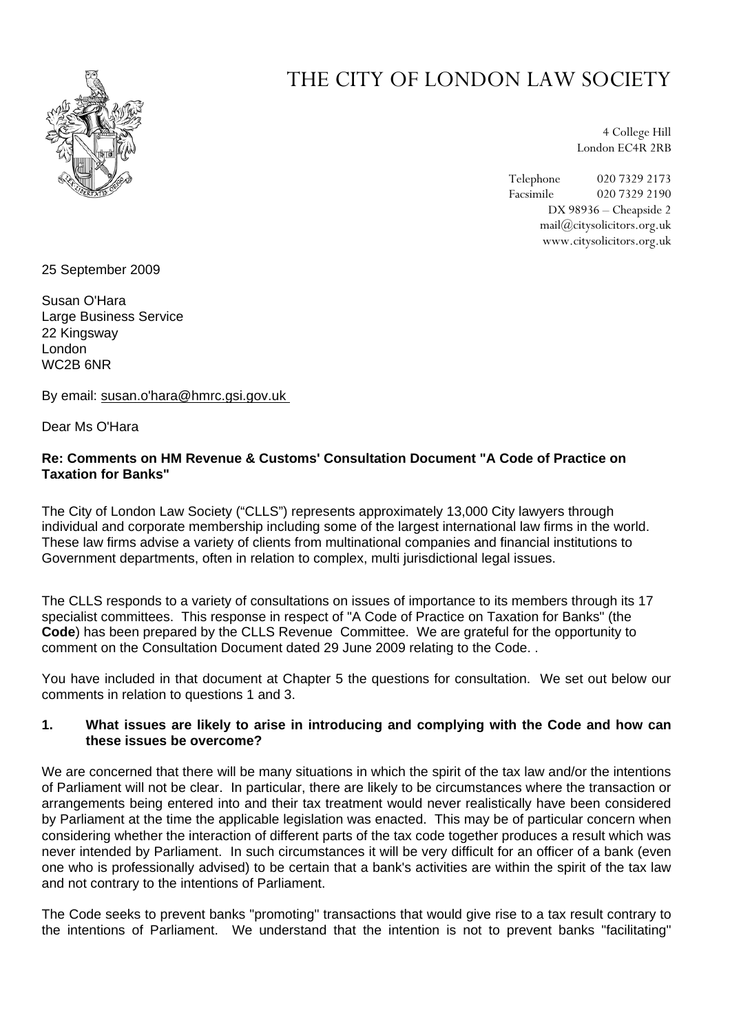# THE CITY OF LONDON LAW SOCIETY

4 College Hill
London EC4R 2RB

Telephone 020 7329 2173
Facsimile 020 7329 2190
DX 98936 – Cheapside 2
mail@citysolicitors.org.uk
www.citysolicitors.org.uk

25 September 2009

Susan O'Hara
Large Business Service
22 Kingsway
London
WC2B 6NR

By email: susan.o'hara@hmrc.gsi.gov.uk

Dear Ms O'Hara

**Re: Comments on HM Revenue & Customs' Consultation Document "A Code of Practice on Taxation for Banks"**

The City of London Law Society ("CLLS") represents approximately 13,000 City lawyers through individual and corporate membership including some of the largest international law firms in the world. These law firms advise a variety of clients from multinational companies and financial institutions to Government departments, often in relation to complex, multi jurisdictional legal issues.

The CLLS responds to a variety of consultations on issues of importance to its members through its 17 specialist committees. This response in respect of "A Code of Practice on Taxation for Banks" (the **Code**) has been prepared by the CLLS Revenue Committee. We are grateful for the opportunity to comment on the Consultation Document dated 29 June 2009 relating to the Code. .

You have included in that document at Chapter 5 the questions for consultation. We set out below our comments in relation to questions 1 and 3.

**1. What issues are likely to arise in introducing and complying with the Code and how can these issues be overcome?**

We are concerned that there will be many situations in which the spirit of the tax law and/or the intentions of Parliament will not be clear. In particular, there are likely to be circumstances where the transaction or arrangements being entered into and their tax treatment would never realistically have been considered by Parliament at the time the applicable legislation was enacted. This may be of particular concern when considering whether the interaction of different parts of the tax code together produces a result which was never intended by Parliament. In such circumstances it will be very difficult for an officer of a bank (even one who is professionally advised) to be certain that a bank's activities are within the spirit of the tax law and not contrary to the intentions of Parliament.

The Code seeks to prevent banks "promoting" transactions that would give rise to a tax result contrary to the intentions of Parliament. We understand that the intention is not to prevent banks "facilitating"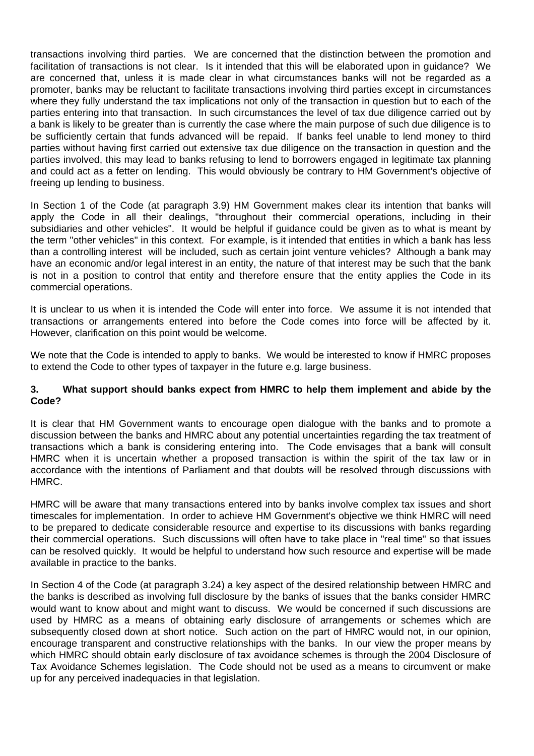transactions involving third parties. We are concerned that the distinction between the promotion and facilitation of transactions is not clear. Is it intended that this will be elaborated upon in guidance? We are concerned that, unless it is made clear in what circumstances banks will not be regarded as a promoter, banks may be reluctant to facilitate transactions involving third parties except in circumstances where they fully understand the tax implications not only of the transaction in question but to each of the parties entering into that transaction. In such circumstances the level of tax due diligence carried out by a bank is likely to be greater than is currently the case where the main purpose of such due diligence is to be sufficiently certain that funds advanced will be repaid. If banks feel unable to lend money to third parties without having first carried out extensive tax due diligence on the transaction in question and the parties involved, this may lead to banks refusing to lend to borrowers engaged in legitimate tax planning and could act as a fetter on lending. This would obviously be contrary to HM Government's objective of freeing up lending to business.

In Section 1 of the Code (at paragraph 3.9) HM Government makes clear its intention that banks will apply the Code in all their dealings, "throughout their commercial operations, including in their subsidiaries and other vehicles". It would be helpful if guidance could be given as to what is meant by the term "other vehicles" in this context. For example, is it intended that entities in which a bank has less than a controlling interest will be included, such as certain joint venture vehicles? Although a bank may have an economic and/or legal interest in an entity, the nature of that interest may be such that the bank is not in a position to control that entity and therefore ensure that the entity applies the Code in its commercial operations.

It is unclear to us when it is intended the Code will enter into force. We assume it is not intended that transactions or arrangements entered into before the Code comes into force will be affected by it. However, clarification on this point would be welcome.

We note that the Code is intended to apply to banks. We would be interested to know if HMRC proposes to extend the Code to other types of taxpayer in the future e.g. large business.

**3. What support should banks expect from HMRC to help them implement and abide by the Code?**

It is clear that HM Government wants to encourage open dialogue with the banks and to promote a discussion between the banks and HMRC about any potential uncertainties regarding the tax treatment of transactions which a bank is considering entering into. The Code envisages that a bank will consult HMRC when it is uncertain whether a proposed transaction is within the spirit of the tax law or in accordance with the intentions of Parliament and that doubts will be resolved through discussions with HMRC.

HMRC will be aware that many transactions entered into by banks involve complex tax issues and short timescales for implementation. In order to achieve HM Government's objective we think HMRC will need to be prepared to dedicate considerable resource and expertise to its discussions with banks regarding their commercial operations. Such discussions will often have to take place in "real time" so that issues can be resolved quickly. It would be helpful to understand how such resource and expertise will be made available in practice to the banks.

In Section 4 of the Code (at paragraph 3.24) a key aspect of the desired relationship between HMRC and the banks is described as involving full disclosure by the banks of issues that the banks consider HMRC would want to know about and might want to discuss. We would be concerned if such discussions are used by HMRC as a means of obtaining early disclosure of arrangements or schemes which are subsequently closed down at short notice. Such action on the part of HMRC would not, in our opinion, encourage transparent and constructive relationships with the banks. In our view the proper means by which HMRC should obtain early disclosure of tax avoidance schemes is through the 2004 Disclosure of Tax Avoidance Schemes legislation. The Code should not be used as a means to circumvent or make up for any perceived inadequacies in that legislation.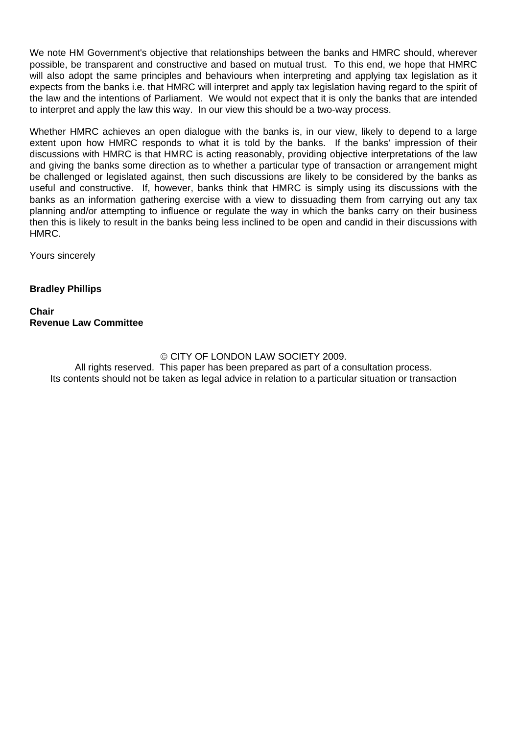We note HM Government's objective that relationships between the banks and HMRC should, wherever possible, be transparent and constructive and based on mutual trust. To this end, we hope that HMRC will also adopt the same principles and behaviours when interpreting and applying tax legislation as it expects from the banks i.e. that HMRC will interpret and apply tax legislation having regard to the spirit of the law and the intentions of Parliament. We would not expect that it is only the banks that are intended to interpret and apply the law this way. In our view this should be a two-way process.

Whether HMRC achieves an open dialogue with the banks is, in our view, likely to depend to a large extent upon how HMRC responds to what it is told by the banks. If the banks' impression of their discussions with HMRC is that HMRC is acting reasonably, providing objective interpretations of the law and giving the banks some direction as to whether a particular type of transaction or arrangement might be challenged or legislated against, then such discussions are likely to be considered by the banks as useful and constructive. If, however, banks think that HMRC is simply using its discussions with the banks as an information gathering exercise with a view to dissuading them from carrying out any tax planning and/or attempting to influence or regulate the way in which the banks carry on their business then this is likely to result in the banks being less inclined to be open and candid in their discussions with HMRC.

Yours sincerely

**Bradley Phillips**

**Chair**
**Revenue Law Committee**

© CITY OF LONDON LAW SOCIETY 2009.
All rights reserved. This paper has been prepared as part of a consultation process.
Its contents should not be taken as legal advice in relation to a particular situation or transaction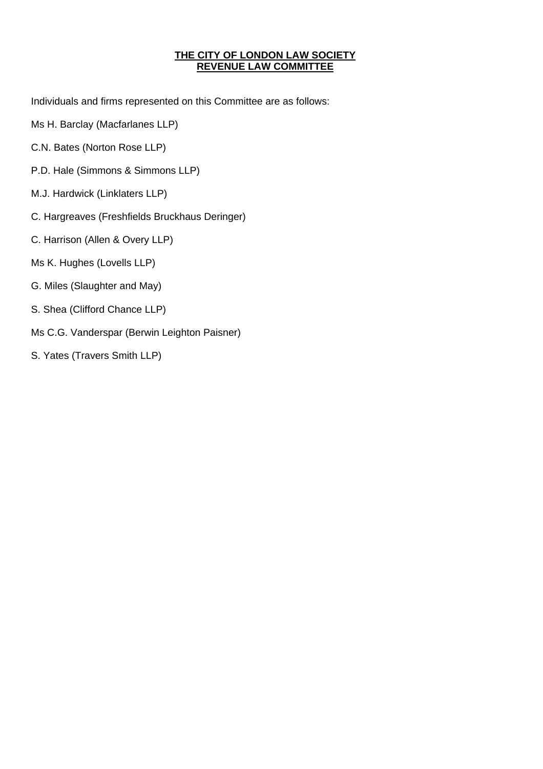# THE CITY OF LONDON LAW SOCIETY
## REVENUE LAW COMMITTEE

Individuals and firms represented on this Committee are as follows:

Ms H. Barclay (Macfarlanes LLP)

C.N. Bates (Norton Rose LLP)

P.D. Hale (Simmons & Simmons LLP)

M.J. Hardwick (Linklaters LLP)

C. Hargreaves (Freshfields Bruckhaus Deringer)

C. Harrison (Allen & Overy LLP)

Ms K. Hughes (Lovells LLP)

G. Miles (Slaughter and May)

S. Shea (Clifford Chance LLP)

Ms C.G. Vanderspar (Berwin Leighton Paisner)

S. Yates (Travers Smith LLP)